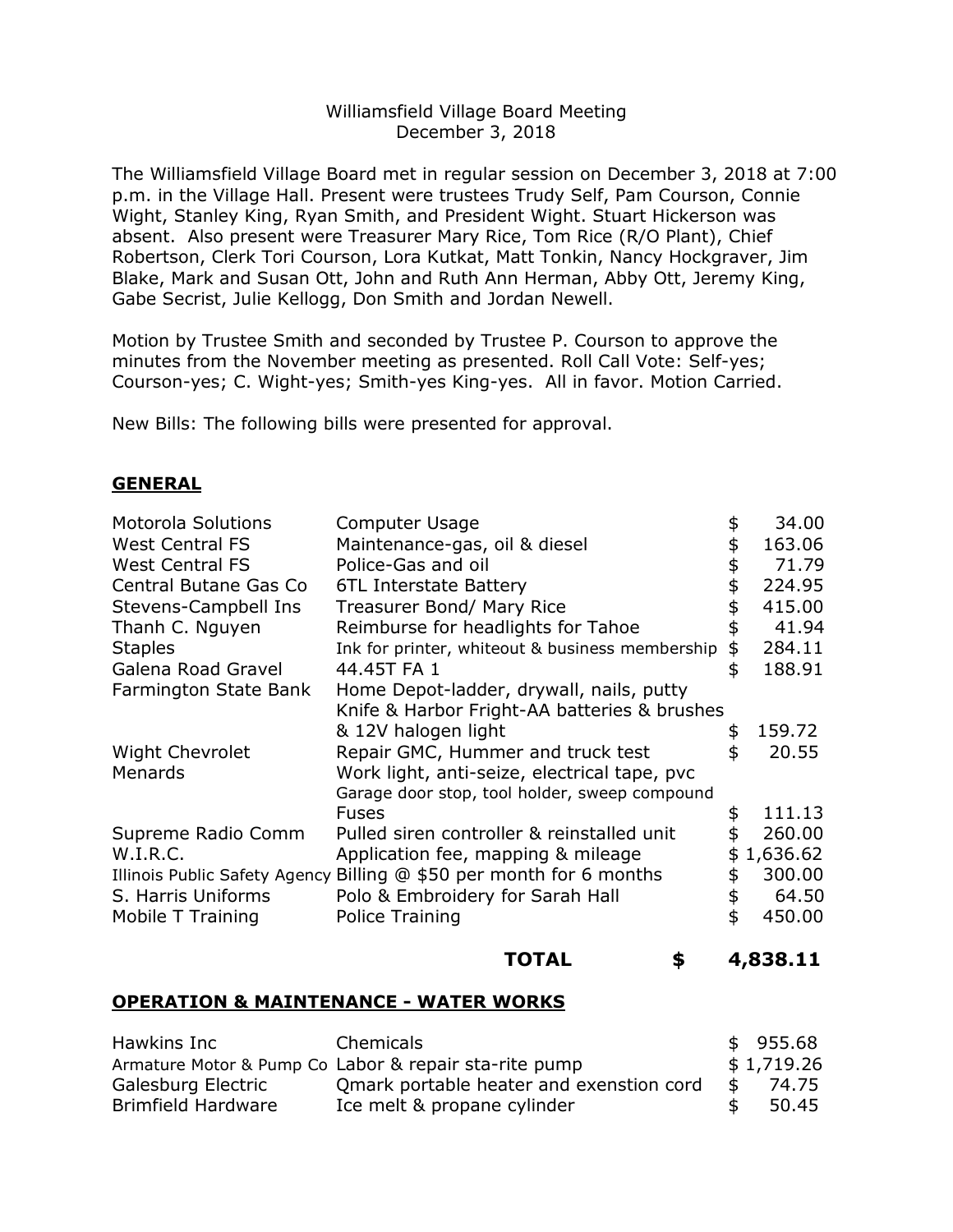Williamsfield Village Board Meeting
December 3, 2018

The Williamsfield Village Board met in regular session on December 3, 2018 at 7:00 p.m. in the Village Hall. Present were trustees Trudy Self, Pam Courson, Connie Wight, Stanley King, Ryan Smith, and President Wight. Stuart Hickerson was absent. Also present were Treasurer Mary Rice, Tom Rice (R/O Plant), Chief Robertson, Clerk Tori Courson, Lora Kutkat, Matt Tonkin, Nancy Hockgraver, Jim Blake, Mark and Susan Ott, John and Ruth Ann Herman, Abby Ott, Jeremy King, Gabe Secrist, Julie Kellogg, Don Smith and Jordan Newell.

Motion by Trustee Smith and seconded by Trustee P. Courson to approve the minutes from the November meeting as presented. Roll Call Vote: Self-yes; Courson-yes; C. Wight-yes; Smith-yes King-yes. All in favor. Motion Carried.

New Bills: The following bills were presented for approval.

## GENERAL

| | | |
|---|---|---|
| Motorola Solutions | Computer Usage | $ 34.00 |
| West Central FS | Maintenance-gas, oil & diesel | $ 163.06 |
| West Central FS | Police-Gas and oil | $ 71.79 |
| Central Butane Gas Co | 6TL Interstate Battery | $ 224.95 |
| Stevens-Campbell Ins | Treasurer Bond/ Mary Rice | $ 415.00 |
| Thanh C. Nguyen | Reimburse for headlights for Tahoe | $ 41.94 |
| Staples | Ink for printer, whiteout & business membership | $ 284.11 |
| Galena Road Gravel | 44.45T FA 1 | $ 188.91 |
| Farmington State Bank | Home Depot-ladder, drywall, nails, putty Knife & Harbor Fright-AA batteries & brushes & 12V halogen light | $ 159.72 |
| Wight Chevrolet | Repair GMC, Hummer and truck test | $ 20.55 |
| Menards | Work light, anti-seize, electrical tape, pvc Garage door stop, tool holder, sweep compound Fuses | $ 111.13 |
| Supreme Radio Comm | Pulled siren controller & reinstalled unit | $ 260.00 |
| W.I.R.C. | Application fee, mapping & mileage | $ 1,636.62 |
| Illinois Public Safety Agency | Billing @ $50 per month for 6 months | $ 300.00 |
| S. Harris Uniforms | Polo & Embroidery for Sarah Hall | $ 64.50 |
| Mobile T Training | Police Training | $ 450.00 |
| | **TOTAL** | **$ 4,838.11** |

## OPERATION & MAINTENANCE - WATER WORKS

| | | |
|---|---|---|
| Hawkins Inc | Chemicals | $ 955.68 |
| Armature Motor & Pump Co | Labor & repair sta-rite pump | $ 1,719.26 |
| Galesburg Electric | Qmark portable heater and exenstion cord | $ 74.75 |
| Brimfield Hardware | Ice melt & propane cylinder | $ 50.45 |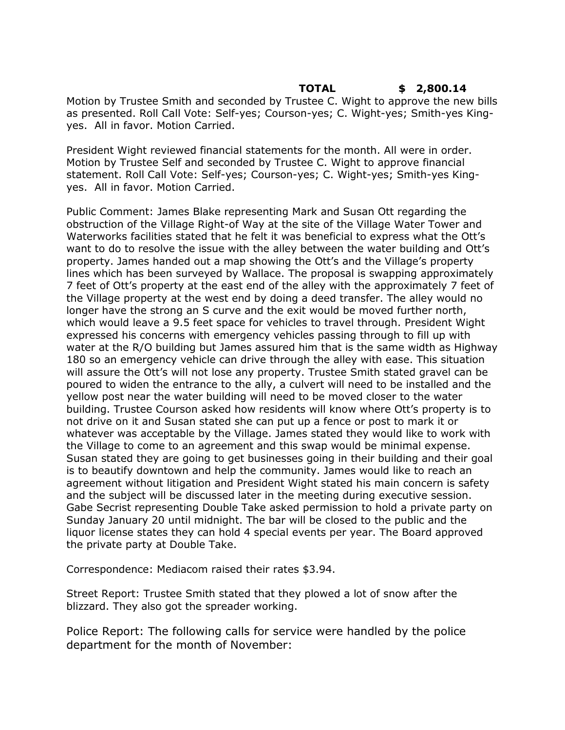**TOTAL $ 2,800.14**

Motion by Trustee Smith and seconded by Trustee C. Wight to approve the new bills as presented. Roll Call Vote: Self-yes; Courson-yes; C. Wight-yes; Smith-yes King-yes. All in favor. Motion Carried.

President Wight reviewed financial statements for the month. All were in order. Motion by Trustee Self and seconded by Trustee C. Wight to approve financial statement. Roll Call Vote: Self-yes; Courson-yes; C. Wight-yes; Smith-yes King-yes. All in favor. Motion Carried.

Public Comment: James Blake representing Mark and Susan Ott regarding the obstruction of the Village Right-of Way at the site of the Village Water Tower and Waterworks facilities stated that he felt it was beneficial to express what the Ott's want to do to resolve the issue with the alley between the water building and Ott's property. James handed out a map showing the Ott's and the Village's property lines which has been surveyed by Wallace. The proposal is swapping approximately 7 feet of Ott's property at the east end of the alley with the approximately 7 feet of the Village property at the west end by doing a deed transfer. The alley would no longer have the strong an S curve and the exit would be moved further north, which would leave a 9.5 feet space for vehicles to travel through. President Wight expressed his concerns with emergency vehicles passing through to fill up with water at the R/O building but James assured him that is the same width as Highway 180 so an emergency vehicle can drive through the alley with ease. This situation will assure the Ott's will not lose any property. Trustee Smith stated gravel can be poured to widen the entrance to the ally, a culvert will need to be installed and the yellow post near the water building will need to be moved closer to the water building. Trustee Courson asked how residents will know where Ott's property is to not drive on it and Susan stated she can put up a fence or post to mark it or whatever was acceptable by the Village. James stated they would like to work with the Village to come to an agreement and this swap would be minimal expense. Susan stated they are going to get businesses going in their building and their goal is to beautify downtown and help the community. James would like to reach an agreement without litigation and President Wight stated his main concern is safety and the subject will be discussed later in the meeting during executive session. Gabe Secrist representing Double Take asked permission to hold a private party on Sunday January 20 until midnight. The bar will be closed to the public and the liquor license states they can hold 4 special events per year. The Board approved the private party at Double Take.

Correspondence: Mediacom raised their rates $3.94.

Street Report: Trustee Smith stated that they plowed a lot of snow after the blizzard. They also got the spreader working.

Police Report: The following calls for service were handled by the police department for the month of November: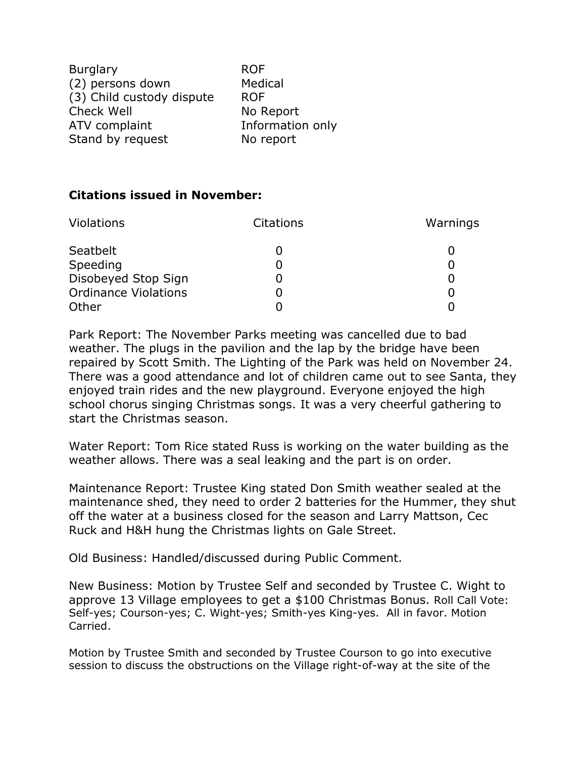| | |
|---|---|
| Burglary | ROF |
| (2) persons down | Medical |
| (3) Child custody dispute | ROF |
| Check Well | No Report |
| ATV complaint | Information only |
| Stand by request | No report |

**Citations issued in November:**

| Violations | Citations | Warnings |
|---|---|---|
| Seatbelt | 0 | 0 |
| Speeding | 0 | 0 |
| Disobeyed Stop Sign | 0 | 0 |
| Ordinance Violations | 0 | 0 |
| Other | 0 | 0 |

Park Report: The November Parks meeting was cancelled due to bad weather. The plugs in the pavilion and the lap by the bridge have been repaired by Scott Smith. The Lighting of the Park was held on November 24. There was a good attendance and lot of children came out to see Santa, they enjoyed train rides and the new playground. Everyone enjoyed the high school chorus singing Christmas songs. It was a very cheerful gathering to start the Christmas season.

Water Report: Tom Rice stated Russ is working on the water building as the weather allows. There was a seal leaking and the part is on order.

Maintenance Report: Trustee King stated Don Smith weather sealed at the maintenance shed, they need to order 2 batteries for the Hummer, they shut off the water at a business closed for the season and Larry Mattson, Cec Ruck and H&H hung the Christmas lights on Gale Street.

Old Business: Handled/discussed during Public Comment.

New Business: Motion by Trustee Self and seconded by Trustee C. Wight to approve 13 Village employees to get a $100 Christmas Bonus. Roll Call Vote: Self-yes; Courson-yes; C. Wight-yes; Smith-yes King-yes. All in favor. Motion Carried.

Motion by Trustee Smith and seconded by Trustee Courson to go into executive session to discuss the obstructions on the Village right-of-way at the site of the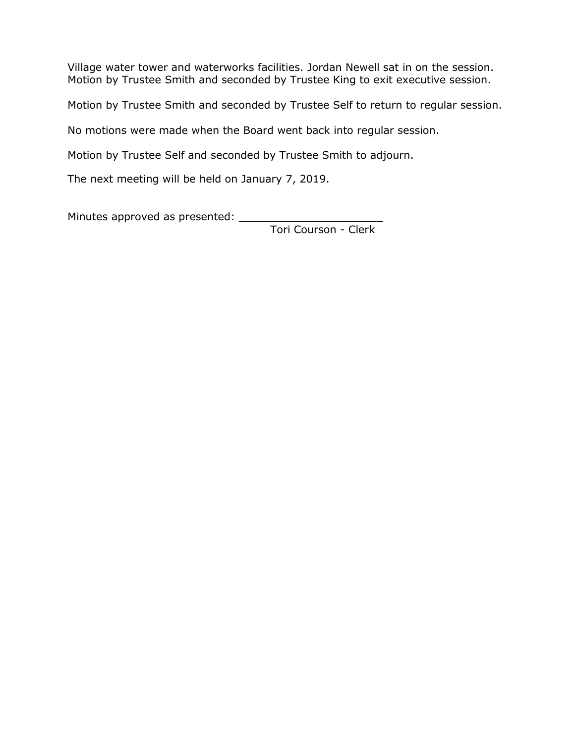Village water tower and waterworks facilities. Jordan Newell sat in on the session. Motion by Trustee Smith and seconded by Trustee King to exit executive session.

Motion by Trustee Smith and seconded by Trustee Self to return to regular session.

No motions were made when the Board went back into regular session.

Motion by Trustee Self and seconded by Trustee Smith to adjourn.

The next meeting will be held on January 7, 2019.

Minutes approved as presented: ______________________
Tori Courson - Clerk